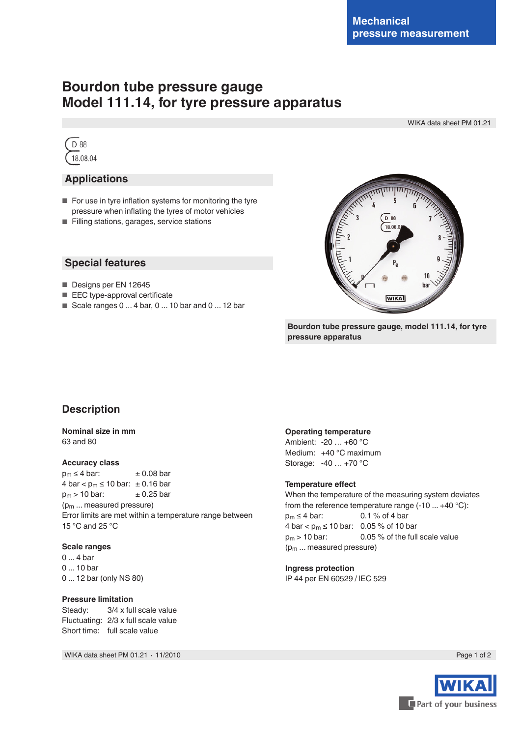Mechanical pressure measurement

# Bourdon tube pressure gauge
# Model 111.14, for tyre pressure apparatus

WIKA data sheet PM 01.21

D 88
18.08.04

## Applications

- For use in tyre inflation systems for monitoring the tyre pressure when inflating the tyres of motor vehicles
- Filling stations, garages, service stations

## Special features

- Designs per EN 12645
- EEC type-approval certificate
- Scale ranges 0 ... 4 bar, 0 ... 10 bar and 0 ... 12 bar

**Bourdon tube pressure gauge, model 111.14, for tyre pressure apparatus**

## Description

**Nominal size in mm**
63 and 80

**Accuracy class**

| | |
|---|---|
| $p_m \leq 4$ bar: | ± 0.08 bar |
| 4 bar $< p_m \leq 10$ bar: | ± 0.16 bar |
| $p_m > 10$ bar: | ± 0.25 bar |

($p_m$ ... measured pressure)
Error limits are met within a temperature range between 15 °C and 25 °C

**Scale ranges**
0 ... 4 bar
0 ... 10 bar
0 ... 12 bar (only NS 80)

**Pressure limitation**

| | |
|---|---|
| Steady: | 3/4 x full scale value |
| Fluctuating: | 2/3 x full scale value |
| Short time: | full scale value |

**Operating temperature**
Ambient: -20 … +60 °C
Medium: +40 °C maximum
Storage: -40 … +70 °C

**Temperature effect**
When the temperature of the measuring system deviates from the reference temperature range (-10 ... +40 °C):

| | |
|---|---|
| $p_m \leq 4$ bar: | 0.1 % of 4 bar |
| 4 bar $< p_m \leq 10$ bar: | 0.05 % of 10 bar |
| $p_m > 10$ bar: | 0.05 % of the full scale value |

($p_m$ ... measured pressure)

**Ingress protection**
IP 44 per EN 60529 / IEC 529

WIKA data sheet PM 01.21 · 11/2010

WIKA Part of your business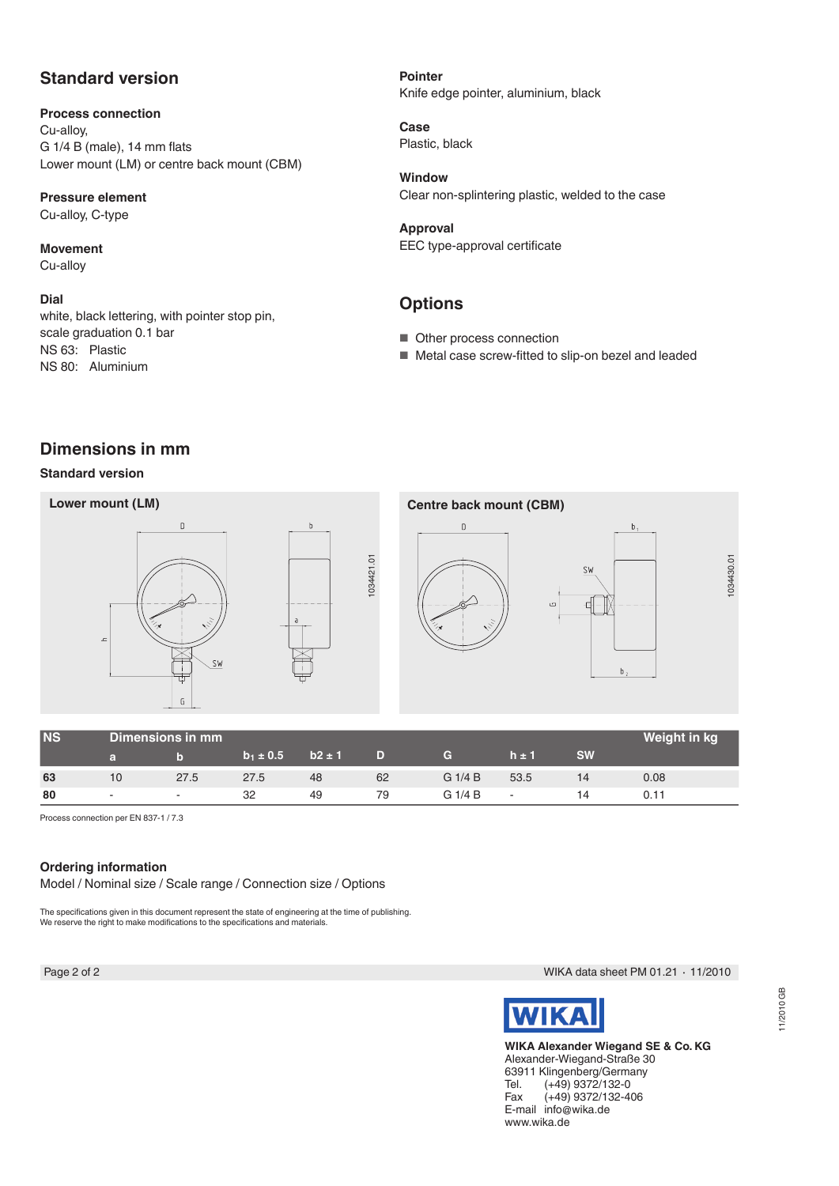## Standard version

**Process connection**
Cu-alloy,
G 1/4 B (male), 14 mm flats
Lower mount (LM) or centre back mount (CBM)

**Pressure element**
Cu-alloy, C-type

**Movement**
Cu-alloy

**Dial**
white, black lettering, with pointer stop pin,
scale graduation 0.1 bar
NS 63: Plastic
NS 80: Aluminium

**Pointer**
Knife edge pointer, aluminium, black

**Case**
Plastic, black

**Window**
Clear non-splintering plastic, welded to the case

**Approval**
EEC type-approval certificate

## Options

- Other process connection
- Metal case screw-fitted to slip-on bezel and leaded

## Dimensions in mm

### Standard version

**Lower mount (LM)**

D
b
h
a
SW
G
1034421.01

**Centre back mount (CBM)**

D
$b_1$
SW
G
$b_2$
1034430.01

| NS | Dimensions in mm | | | | | | | | Weight in kg |
|---|---|---|---|---|---|---|---|---|---|
| | a | b | $b_1 \pm 0.5$ | $b2 \pm 1$ | D | G | $h \pm 1$ | SW | |
| **63** | 10 | 27.5 | 27.5 | 48 | 62 | G 1/4 B | 53.5 | 14 | 0.08 |
| **80** | - | - | 32 | 49 | 79 | G 1/4 B | - | 14 | 0.11 |

Process connection per EN 837-1 / 7.3

**Ordering information**
Model / Nominal size / Scale range / Connection size / Options

The specifications given in this document represent the state of engineering at the time of publishing.
We reserve the right to make modifications to the specifications and materials.

WIKA

**WIKA Alexander Wiegand SE & Co. KG**
Alexander-Wiegand-Straße 30
63911 Klingenberg/Germany
Tel. (+49) 9372/132-0
Fax (+49) 9372/132-406
E-mail info@wika.de
www.wika.de